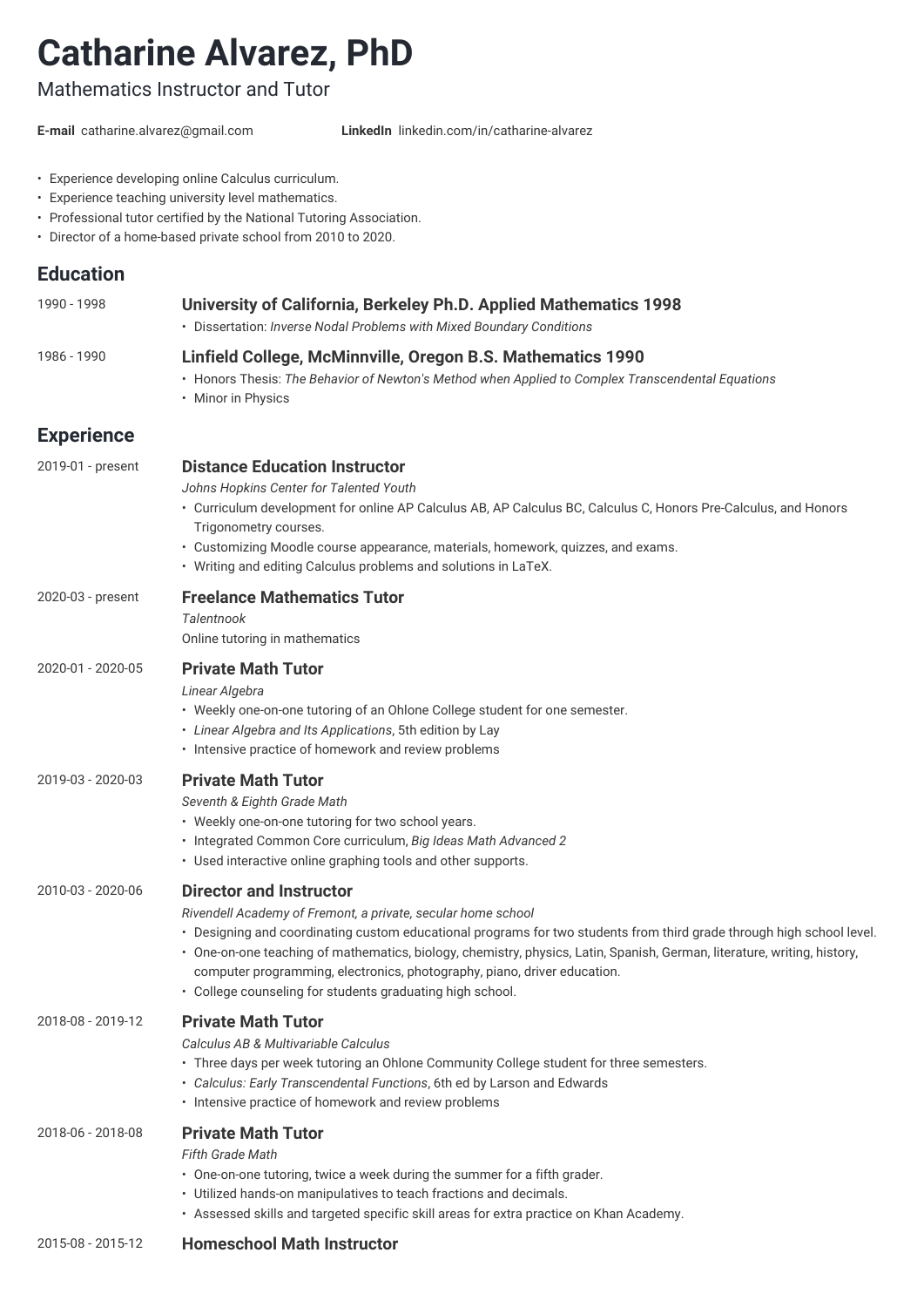# Catharine Alvarez, PhD

Mathematics Instructor and Tutor

**E-mail** catharine.alvarez@gmail.com **LinkedIn** linkedin.com/in/catharine-alvarez

- Experience developing online Calculus curriculum.
- Experience teaching university level mathematics.
- Professional tutor certified by the National Tutoring Association.
- Director of a home-based private school from 2010 to 2020.

## Education

1990 - 1998

### University of California, Berkeley Ph.D. Applied Mathematics 1998

- Dissertation: *Inverse Nodal Problems with Mixed Boundary Conditions*

1986 - 1990

### Linfield College, McMinnville, Oregon B.S. Mathematics 1990

- Honors Thesis: *The Behavior of Newton's Method when Applied to Complex Transcendental Equations*
- Minor in Physics

## Experience

2019-01 - present

### Distance Education Instructor

*Johns Hopkins Center for Talented Youth*

- Curriculum development for online AP Calculus AB, AP Calculus BC, Calculus C, Honors Pre-Calculus, and Honors Trigonometry courses.
- Customizing Moodle course appearance, materials, homework, quizzes, and exams.
- Writing and editing Calculus problems and solutions in LaTeX.

2020-03 - present

### Freelance Mathematics Tutor

*Talentnook*

Online tutoring in mathematics

2020-01 - 2020-05

### Private Math Tutor

*Linear Algebra*

- Weekly one-on-one tutoring of an Ohlone College student for one semester.
- *Linear Algebra and Its Applications*, 5th edition by Lay
- Intensive practice of homework and review problems

2019-03 - 2020-03

### Private Math Tutor

*Seventh & Eighth Grade Math*

- Weekly one-on-one tutoring for two school years.
- Integrated Common Core curriculum, *Big Ideas Math Advanced 2*
- Used interactive online graphing tools and other supports.

2010-03 - 2020-06

### Director and Instructor

*Rivendell Academy of Fremont, a private, secular home school*

- Designing and coordinating custom educational programs for two students from third grade through high school level.
- One-on-one teaching of mathematics, biology, chemistry, physics, Latin, Spanish, German, literature, writing, history, computer programming, electronics, photography, piano, driver education.
- College counseling for students graduating high school.

2018-08 - 2019-12

### Private Math Tutor

*Calculus AB & Multivariable Calculus*

- Three days per week tutoring an Ohlone Community College student for three semesters.
- *Calculus: Early Transcendental Functions*, 6th ed by Larson and Edwards
- Intensive practice of homework and review problems

2018-06 - 2018-08

### Private Math Tutor

*Fifth Grade Math*

- One-on-one tutoring, twice a week during the summer for a fifth grader.
- Utilized hands-on manipulatives to teach fractions and decimals.
- Assessed skills and targeted specific skill areas for extra practice on Khan Academy.

2015-08 - 2015-12

### Homeschool Math Instructor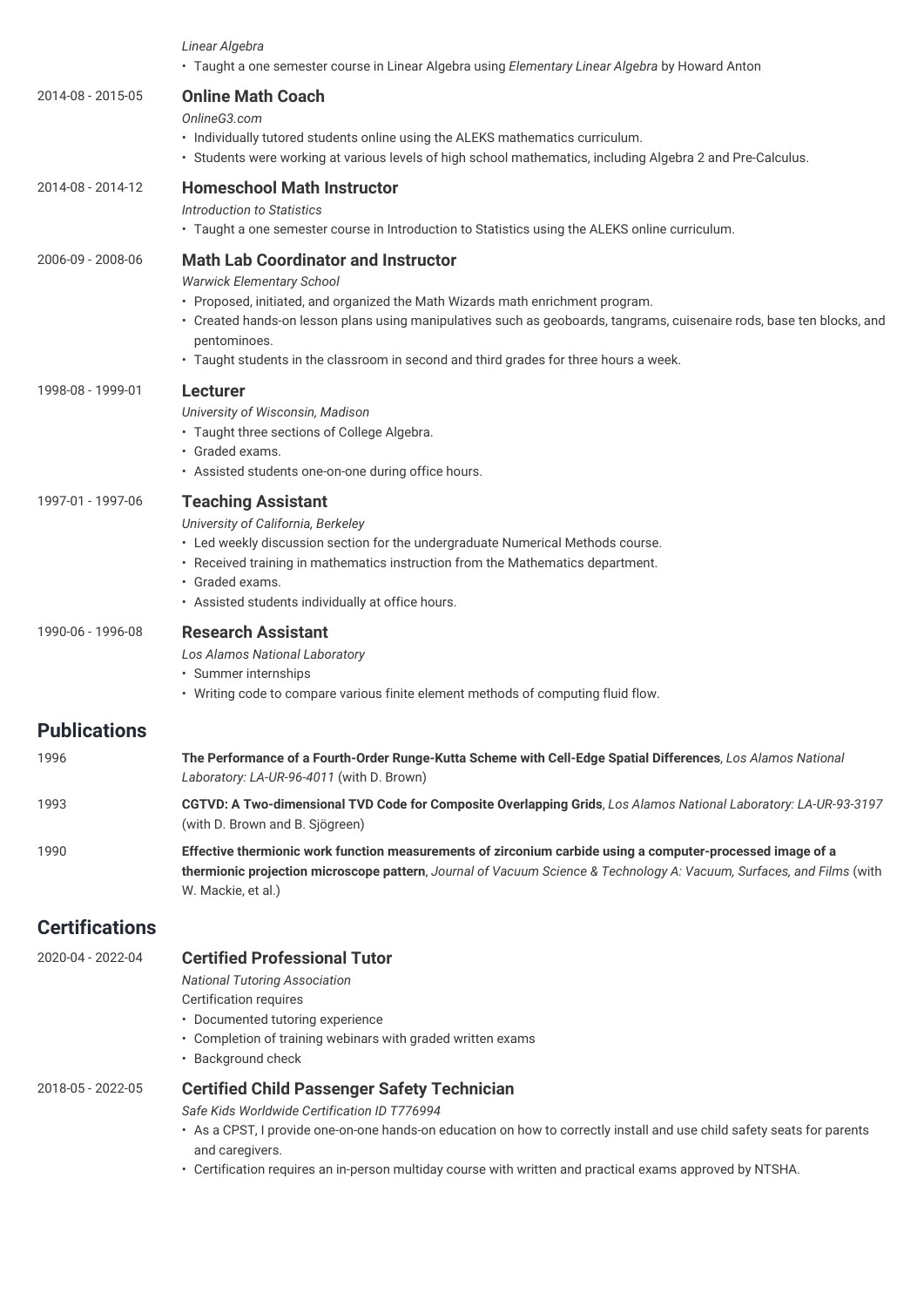*Linear Algebra*

- Taught a one semester course in Linear Algebra using *Elementary Linear Algebra* by Howard Anton

2014-08 - 2015-05

### Online Math Coach

*OnlineG3.com*

- Individually tutored students online using the ALEKS mathematics curriculum.
- Students were working at various levels of high school mathematics, including Algebra 2 and Pre-Calculus.

2014-08 - 2014-12

### Homeschool Math Instructor

*Introduction to Statistics*

- Taught a one semester course in Introduction to Statistics using the ALEKS online curriculum.

2006-09 - 2008-06

### Math Lab Coordinator and Instructor

*Warwick Elementary School*

- Proposed, initiated, and organized the Math Wizards math enrichment program.
- Created hands-on lesson plans using manipulatives such as geoboards, tangrams, cuisenaire rods, base ten blocks, and pentominoes.
- Taught students in the classroom in second and third grades for three hours a week.

1998-08 - 1999-01

### Lecturer

*University of Wisconsin, Madison*

- Taught three sections of College Algebra.
- Graded exams.
- Assisted students one-on-one during office hours.

1997-01 - 1997-06

### Teaching Assistant

*University of California, Berkeley*

- Led weekly discussion section for the undergraduate Numerical Methods course.
- Received training in mathematics instruction from the Mathematics department.
- Graded exams.
- Assisted students individually at office hours.

1990-06 - 1996-08

### Research Assistant

*Los Alamos National Laboratory*

- Summer internships
- Writing code to compare various finite element methods of computing fluid flow.

## Publications

1996

**The Performance of a Fourth-Order Runge-Kutta Scheme with Cell-Edge Spatial Differences**, *Los Alamos National Laboratory: LA-UR-96-4011* (with D. Brown)

1993

**CGTVD: A Two-dimensional TVD Code for Composite Overlapping Grids**, *Los Alamos National Laboratory: LA-UR-93-3197* (with D. Brown and B. Sjögreen)

1990

**Effective thermionic work function measurements of zirconium carbide using a computer-processed image of a thermionic projection microscope pattern**, *Journal of Vacuum Science & Technology A: Vacuum, Surfaces, and Films* (with W. Mackie, et al.)

## Certifications

2020-04 - 2022-04

### Certified Professional Tutor

*National Tutoring Association*

Certification requires

- Documented tutoring experience
- Completion of training webinars with graded written exams
- Background check

2018-05 - 2022-05

### Certified Child Passenger Safety Technician

*Safe Kids Worldwide Certification ID T776994*

- As a CPST, I provide one-on-one hands-on education on how to correctly install and use child safety seats for parents and caregivers.
- Certification requires an in-person multiday course with written and practical exams approved by NTSHA.